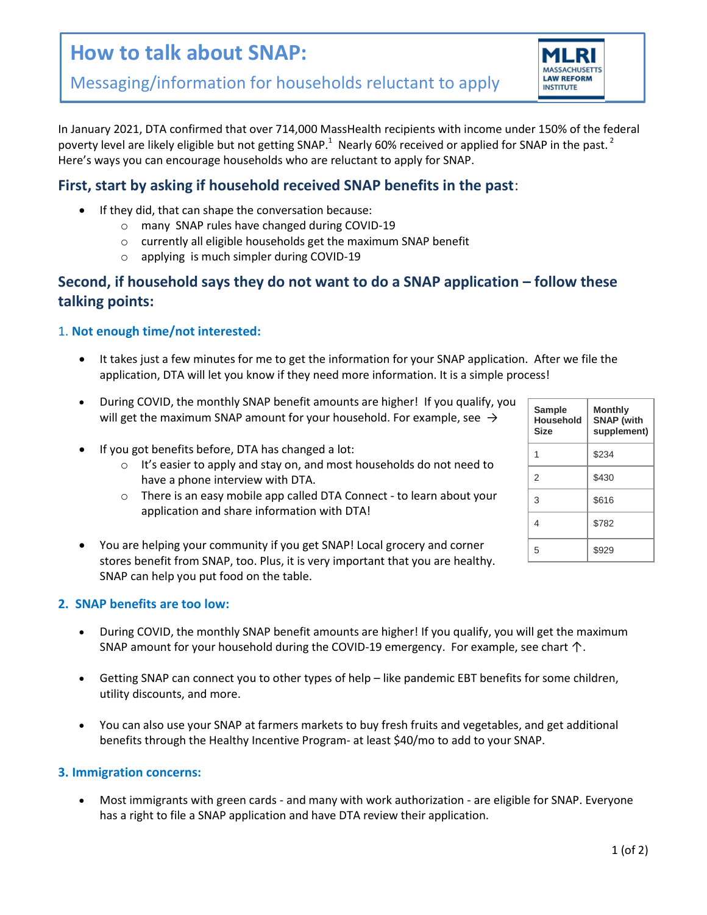# How to talk about SNAP:

## Messaging/information for households reluctant to apply

MLRI MASSACHUSETTS LAW REFORM INSTITUTE

In January 2021, DTA confirmed that over 714,000 MassHealth recipients with income under 150% of the federal poverty level are likely eligible but not getting SNAP.[1] Nearly 60% received or applied for SNAP in the past.[2] Here's ways you can encourage households who are reluctant to apply for SNAP.

## First, start by asking if household received SNAP benefits in the past:

- If they did, that can shape the conversation because:
  - many SNAP rules have changed during COVID-19
  - currently all eligible households get the maximum SNAP benefit
  - applying is much simpler during COVID-19

## Second, if household says they do not want to do a SNAP application – follow these talking points:

### 1. Not enough time/not interested:

- It takes just a few minutes for me to get the information for your SNAP application. After we file the application, DTA will let you know if they need more information. It is a simple process!
- During COVID, the monthly SNAP benefit amounts are higher! If you qualify, you will get the maximum SNAP amount for your household. For example, see →
- If you got benefits before, DTA has changed a lot:
  - It's easier to apply and stay on, and most households do not need to have a phone interview with DTA.
  - There is an easy mobile app called DTA Connect - to learn about your application and share information with DTA!
- You are helping your community if you get SNAP! Local grocery and corner stores benefit from SNAP, too. Plus, it is very important that you are healthy. SNAP can help you put food on the table.

| Sample Household Size | Monthly SNAP (with supplement) |
|---|---|
| 1 | $234 |
| 2 | $430 |
| 3 | $616 |
| 4 | $782 |
| 5 | $929 |

### 2. SNAP benefits are too low:

- During COVID, the monthly SNAP benefit amounts are higher! If you qualify, you will get the maximum SNAP amount for your household during the COVID-19 emergency. For example, see chart ↑.
- Getting SNAP can connect you to other types of help – like pandemic EBT benefits for some children, utility discounts, and more.
- You can also use your SNAP at farmers markets to buy fresh fruits and vegetables, and get additional benefits through the Healthy Incentive Program- at least $40/mo to add to your SNAP.

### 3. Immigration concerns:

- Most immigrants with green cards - and many with work authorization - are eligible for SNAP. Everyone has a right to file a SNAP application and have DTA review their application.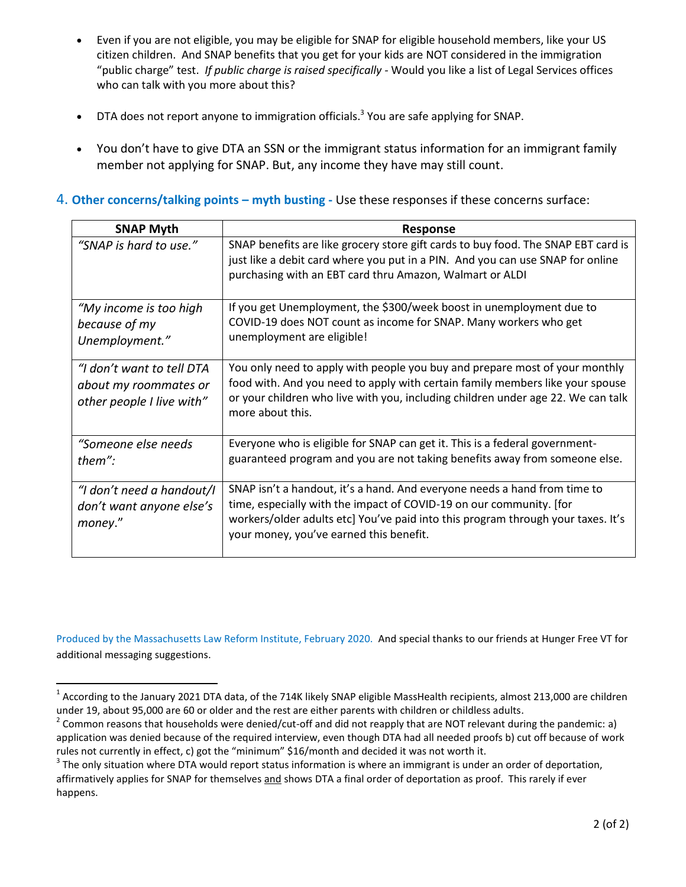- Even if you are not eligible, you may be eligible for SNAP for eligible household members, like your US citizen children. And SNAP benefits that you get for your kids are NOT considered in the immigration "public charge" test. *If public charge is raised specifically* - Would you like a list of Legal Services offices who can talk with you more about this?

- DTA does not report anyone to immigration officials.[3] You are safe applying for SNAP.

- You don't have to give DTA an SSN or the immigrant status information for an immigrant family member not applying for SNAP. But, any income they have may still count.

## 4. Other concerns/talking points – myth busting - Use these responses if these concerns surface:

| SNAP Myth | Response |
|---|---|
| *"SNAP is hard to use."* | SNAP benefits are like grocery store gift cards to buy food. The SNAP EBT card is just like a debit card where you put in a PIN. And you can use SNAP for online purchasing with an EBT card thru Amazon, Walmart or ALDI |
| *"My income is too high because of my Unemployment."* | If you get Unemployment, the $300/week boost in unemployment due to COVID-19 does NOT count as income for SNAP. Many workers who get unemployment are eligible! |
| *"I don't want to tell DTA about my roommates or other people I live with"* | You only need to apply with people you buy and prepare most of your monthly food with. And you need to apply with certain family members like your spouse or your children who live with you, including children under age 22. We can talk more about this. |
| *"Someone else needs them":* | Everyone who is eligible for SNAP can get it. This is a federal government-guaranteed program and you are not taking benefits away from someone else. |
| *"I don't need a handout/I don't want anyone else's money."* | SNAP isn't a handout, it's a hand. And everyone needs a hand from time to time, especially with the impact of COVID-19 on our community. [for workers/older adults etc] You've paid into this program through your taxes. It's your money, you've earned this benefit. |

Produced by the Massachusetts Law Reform Institute, February 2020. And special thanks to our friends at Hunger Free VT for additional messaging suggestions.

---

[1] According to the January 2021 DTA data, of the 714K likely SNAP eligible MassHealth recipients, almost 213,000 are children under 19, about 95,000 are 60 or older and the rest are either parents with children or childless adults.

[2] Common reasons that households were denied/cut-off and did not reapply that are NOT relevant during the pandemic: a) application was denied because of the required interview, even though DTA had all needed proofs b) cut off because of work rules not currently in effect, c) got the "minimum" $16/month and decided it was not worth it.

[3] The only situation where DTA would report status information is where an immigrant is under an order of deportation, affirmatively applies for SNAP for themselves and shows DTA a final order of deportation as proof. This rarely if ever happens.